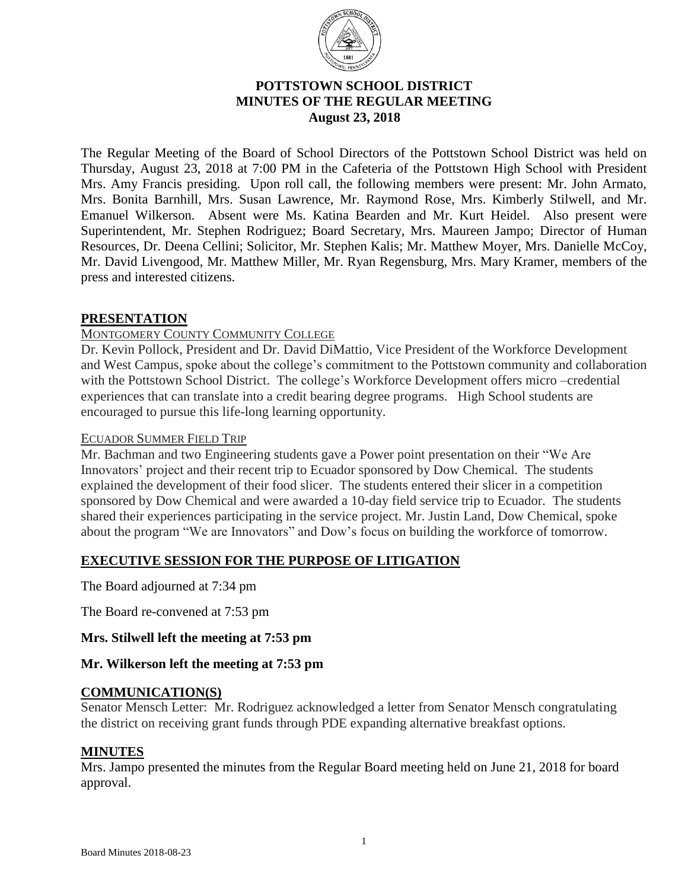# POTTSTOWN SCHOOL DISTRICT
# MINUTES OF THE REGULAR MEETING
## August 23, 2018

The Regular Meeting of the Board of School Directors of the Pottstown School District was held on Thursday, August 23, 2018 at 7:00 PM in the Cafeteria of the Pottstown High School with President Mrs. Amy Francis presiding. Upon roll call, the following members were present: Mr. John Armato, Mrs. Bonita Barnhill, Mrs. Susan Lawrence, Mr. Raymond Rose, Mrs. Kimberly Stilwell, and Mr. Emanuel Wilkerson. Absent were Ms. Katina Bearden and Mr. Kurt Heidel. Also present were Superintendent, Mr. Stephen Rodriguez; Board Secretary, Mrs. Maureen Jampo; Director of Human Resources, Dr. Deena Cellini; Solicitor, Mr. Stephen Kalis; Mr. Matthew Moyer, Mrs. Danielle McCoy, Mr. David Livengood, Mr. Matthew Miller, Mr. Ryan Regensburg, Mrs. Mary Kramer, members of the press and interested citizens.

## PRESENTATION

MONTGOMERY COUNTY COMMUNITY COLLEGE

Dr. Kevin Pollock, President and Dr. David DiMattio, Vice President of the Workforce Development and West Campus, spoke about the college's commitment to the Pottstown community and collaboration with the Pottstown School District. The college's Workforce Development offers micro –credential experiences that can translate into a credit bearing degree programs. High School students are encouraged to pursue this life-long learning opportunity.

ECUADOR SUMMER FIELD TRIP

Mr. Bachman and two Engineering students gave a Power point presentation on their "We Are Innovators' project and their recent trip to Ecuador sponsored by Dow Chemical. The students explained the development of their food slicer. The students entered their slicer in a competition sponsored by Dow Chemical and were awarded a 10-day field service trip to Ecuador. The students shared their experiences participating in the service project. Mr. Justin Land, Dow Chemical, spoke about the program "We are Innovators" and Dow's focus on building the workforce of tomorrow.

## EXECUTIVE SESSION FOR THE PURPOSE OF LITIGATION

The Board adjourned at 7:34 pm

The Board re-convened at 7:53 pm

**Mrs. Stilwell left the meeting at 7:53 pm**

**Mr. Wilkerson left the meeting at 7:53 pm**

## COMMUNICATION(S)

Senator Mensch Letter: Mr. Rodriguez acknowledged a letter from Senator Mensch congratulating the district on receiving grant funds through PDE expanding alternative breakfast options.

## MINUTES

Mrs. Jampo presented the minutes from the Regular Board meeting held on June 21, 2018 for board approval.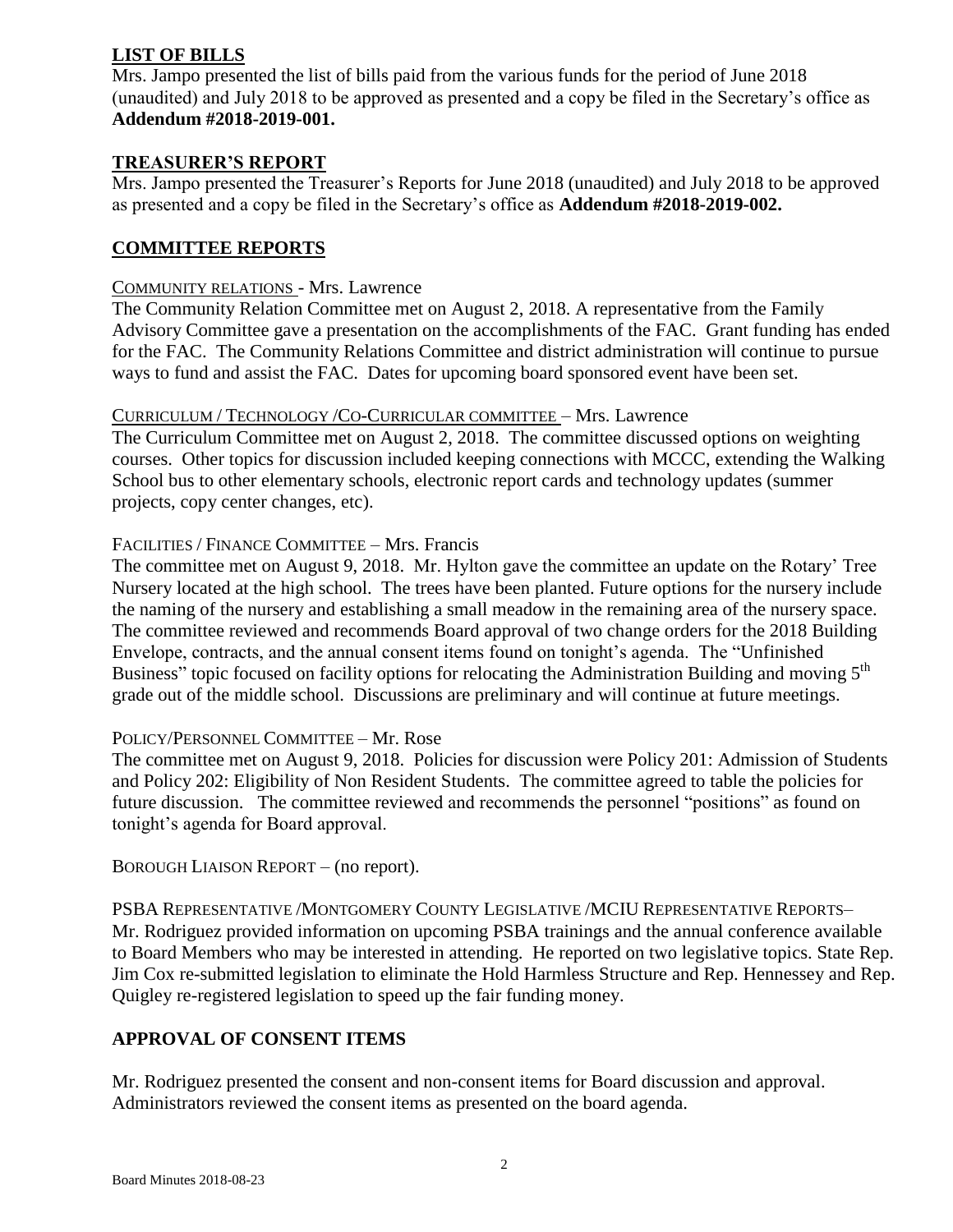## LIST OF BILLS

Mrs. Jampo presented the list of bills paid from the various funds for the period of June 2018 (unaudited) and July 2018 to be approved as presented and a copy be filed in the Secretary's office as **Addendum #2018-2019-001.**

## TREASURER'S REPORT

Mrs. Jampo presented the Treasurer's Reports for June 2018 (unaudited) and July 2018 to be approved as presented and a copy be filed in the Secretary's office as **Addendum #2018-2019-002.**

## COMMITTEE REPORTS

COMMUNITY RELATIONS - Mrs. Lawrence

The Community Relation Committee met on August 2, 2018. A representative from the Family Advisory Committee gave a presentation on the accomplishments of the FAC. Grant funding has ended for the FAC. The Community Relations Committee and district administration will continue to pursue ways to fund and assist the FAC. Dates for upcoming board sponsored event have been set.

CURRICULUM / TECHNOLOGY /CO-CURRICULAR COMMITTEE – Mrs. Lawrence

The Curriculum Committee met on August 2, 2018. The committee discussed options on weighting courses. Other topics for discussion included keeping connections with MCCC, extending the Walking School bus to other elementary schools, electronic report cards and technology updates (summer projects, copy center changes, etc).

FACILITIES / FINANCE COMMITTEE – Mrs. Francis

The committee met on August 9, 2018. Mr. Hylton gave the committee an update on the Rotary' Tree Nursery located at the high school. The trees have been planted. Future options for the nursery include the naming of the nursery and establishing a small meadow in the remaining area of the nursery space. The committee reviewed and recommends Board approval of two change orders for the 2018 Building Envelope, contracts, and the annual consent items found on tonight's agenda. The "Unfinished Business" topic focused on facility options for relocating the Administration Building and moving 5th grade out of the middle school. Discussions are preliminary and will continue at future meetings.

POLICY/PERSONNEL COMMITTEE – Mr. Rose

The committee met on August 9, 2018. Policies for discussion were Policy 201: Admission of Students and Policy 202: Eligibility of Non Resident Students. The committee agreed to table the policies for future discussion. The committee reviewed and recommends the personnel "positions" as found on tonight's agenda for Board approval.

BOROUGH LIAISON REPORT – (no report).

PSBA REPRESENTATIVE /MONTGOMERY COUNTY LEGISLATIVE /MCIU REPRESENTATIVE REPORTS– Mr. Rodriguez provided information on upcoming PSBA trainings and the annual conference available to Board Members who may be interested in attending. He reported on two legislative topics. State Rep. Jim Cox re-submitted legislation to eliminate the Hold Harmless Structure and Rep. Hennessey and Rep. Quigley re-registered legislation to speed up the fair funding money.

## APPROVAL OF CONSENT ITEMS

Mr. Rodriguez presented the consent and non-consent items for Board discussion and approval. Administrators reviewed the consent items as presented on the board agenda.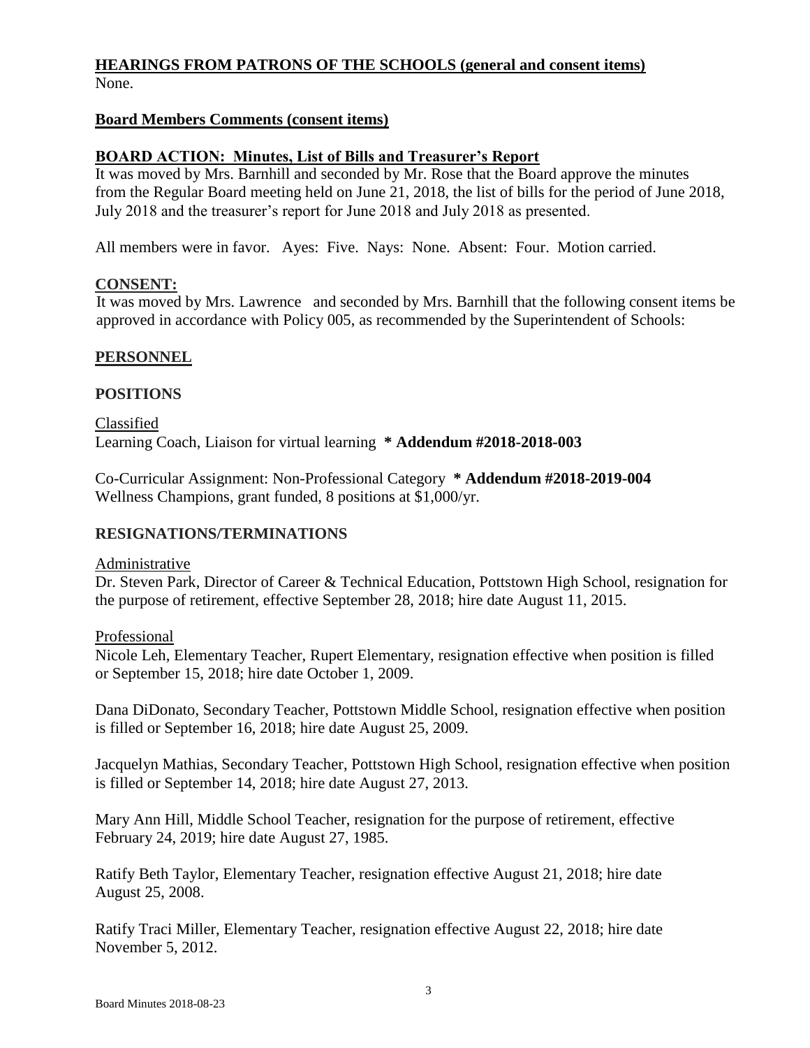**HEARINGS FROM PATRONS OF THE SCHOOLS (general and consent items)**

None.

**Board Members Comments (consent items)**

**BOARD ACTION: Minutes, List of Bills and Treasurer's Report**

It was moved by Mrs. Barnhill and seconded by Mr. Rose that the Board approve the minutes from the Regular Board meeting held on June 21, 2018, the list of bills for the period of June 2018, July 2018 and the treasurer's report for June 2018 and July 2018 as presented.

All members were in favor. Ayes: Five. Nays: None. Absent: Four. Motion carried.

**CONSENT:**

It was moved by Mrs. Lawrence and seconded by Mrs. Barnhill that the following consent items be approved in accordance with Policy 005, as recommended by the Superintendent of Schools:

**PERSONNEL**

**POSITIONS**

Classified

Learning Coach, Liaison for virtual learning **\* Addendum #2018-2018-003**

Co-Curricular Assignment: Non-Professional Category **\* Addendum #2018-2019-004**
Wellness Champions, grant funded, 8 positions at $1,000/yr.

**RESIGNATIONS/TERMINATIONS**

Administrative

Dr. Steven Park, Director of Career & Technical Education, Pottstown High School, resignation for the purpose of retirement, effective September 28, 2018; hire date August 11, 2015.

Professional

Nicole Leh, Elementary Teacher, Rupert Elementary, resignation effective when position is filled or September 15, 2018; hire date October 1, 2009.

Dana DiDonato, Secondary Teacher, Pottstown Middle School, resignation effective when position is filled or September 16, 2018; hire date August 25, 2009.

Jacquelyn Mathias, Secondary Teacher, Pottstown High School, resignation effective when position is filled or September 14, 2018; hire date August 27, 2013.

Mary Ann Hill, Middle School Teacher, resignation for the purpose of retirement, effective February 24, 2019; hire date August 27, 1985.

Ratify Beth Taylor, Elementary Teacher, resignation effective August 21, 2018; hire date August 25, 2008.

Ratify Traci Miller, Elementary Teacher, resignation effective August 22, 2018; hire date November 5, 2012.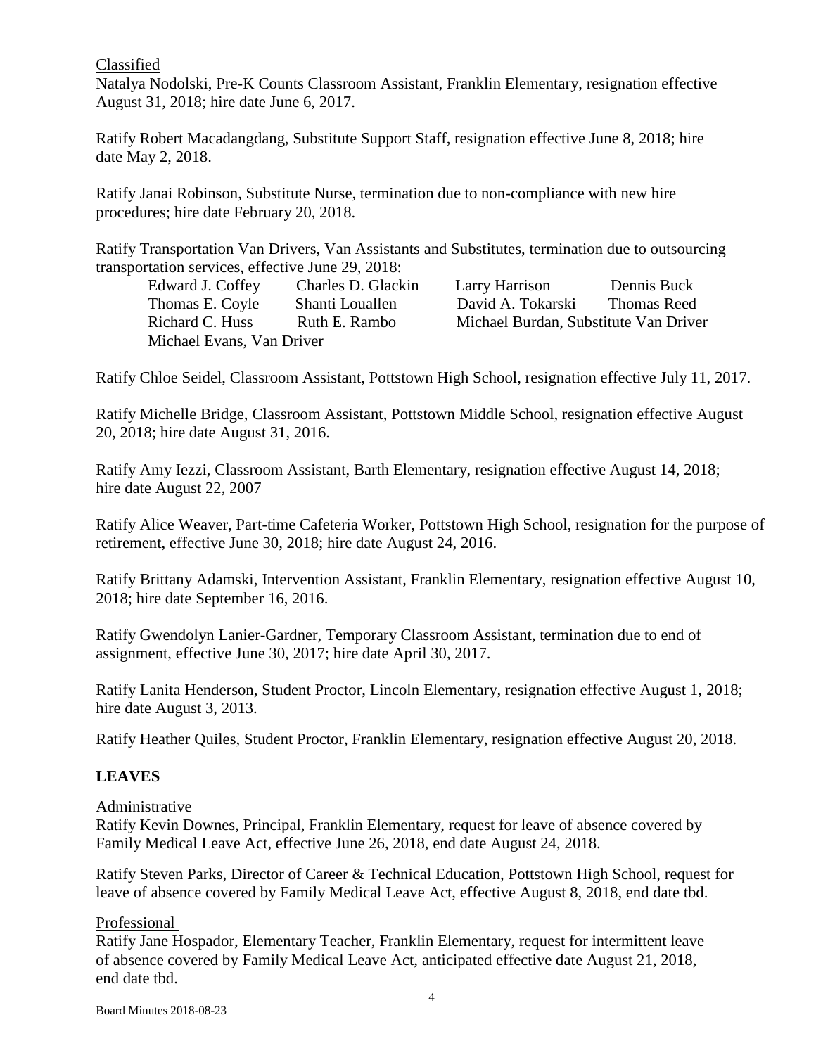Classified

Natalya Nodolski, Pre-K Counts Classroom Assistant, Franklin Elementary, resignation effective August 31, 2018; hire date June 6, 2017.

Ratify Robert Macadangdang, Substitute Support Staff, resignation effective June 8, 2018; hire date May 2, 2018.

Ratify Janai Robinson, Substitute Nurse, termination due to non-compliance with new hire procedures; hire date February 20, 2018.

Ratify Transportation Van Drivers, Van Assistants and Substitutes, termination due to outsourcing transportation services, effective June 29, 2018:

| | | | |
|---|---|---|---|
| Edward J. Coffey | Charles D. Glackin | Larry Harrison | Dennis Buck |
| Thomas E. Coyle | Shanti Louallen | David A. Tokarski | Thomas Reed |
| Richard C. Huss | Ruth E. Rambo | Michael Burdan, Substitute Van Driver | |
| Michael Evans, Van Driver | | | |

Ratify Chloe Seidel, Classroom Assistant, Pottstown High School, resignation effective July 11, 2017.

Ratify Michelle Bridge, Classroom Assistant, Pottstown Middle School, resignation effective August 20, 2018; hire date August 31, 2016.

Ratify Amy Iezzi, Classroom Assistant, Barth Elementary, resignation effective August 14, 2018; hire date August 22, 2007

Ratify Alice Weaver, Part-time Cafeteria Worker, Pottstown High School, resignation for the purpose of retirement, effective June 30, 2018; hire date August 24, 2016.

Ratify Brittany Adamski, Intervention Assistant, Franklin Elementary, resignation effective August 10, 2018; hire date September 16, 2016.

Ratify Gwendolyn Lanier-Gardner, Temporary Classroom Assistant, termination due to end of assignment, effective June 30, 2017; hire date April 30, 2017.

Ratify Lanita Henderson, Student Proctor, Lincoln Elementary, resignation effective August 1, 2018; hire date August 3, 2013.

Ratify Heather Quiles, Student Proctor, Franklin Elementary, resignation effective August 20, 2018.

## LEAVES

Administrative

Ratify Kevin Downes, Principal, Franklin Elementary, request for leave of absence covered by Family Medical Leave Act, effective June 26, 2018, end date August 24, 2018.

Ratify Steven Parks, Director of Career & Technical Education, Pottstown High School, request for leave of absence covered by Family Medical Leave Act, effective August 8, 2018, end date tbd.

Professional

Ratify Jane Hospador, Elementary Teacher, Franklin Elementary, request for intermittent leave of absence covered by Family Medical Leave Act, anticipated effective date August 21, 2018, end date tbd.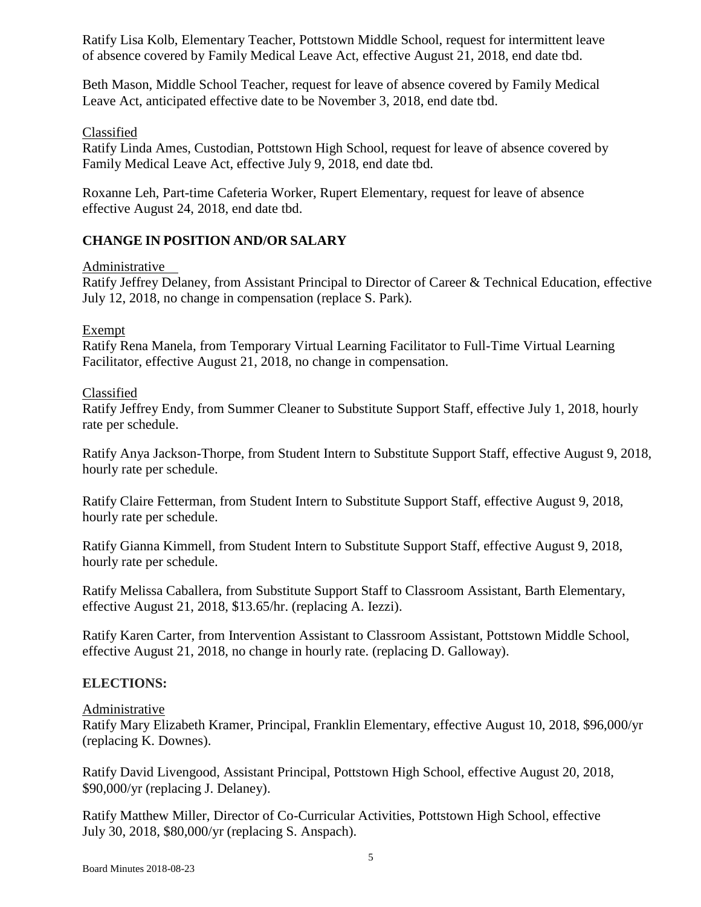Ratify Lisa Kolb, Elementary Teacher, Pottstown Middle School, request for intermittent leave of absence covered by Family Medical Leave Act, effective August 21, 2018, end date tbd.

Beth Mason, Middle School Teacher, request for leave of absence covered by Family Medical Leave Act, anticipated effective date to be November 3, 2018, end date tbd.

Classified

Ratify Linda Ames, Custodian, Pottstown High School, request for leave of absence covered by Family Medical Leave Act, effective July 9, 2018, end date tbd.

Roxanne Leh, Part-time Cafeteria Worker, Rupert Elementary, request for leave of absence effective August 24, 2018, end date tbd.

## CHANGE IN POSITION AND/OR SALARY

Administrative

Ratify Jeffrey Delaney, from Assistant Principal to Director of Career & Technical Education, effective July 12, 2018, no change in compensation (replace S. Park).

Exempt

Ratify Rena Manela, from Temporary Virtual Learning Facilitator to Full-Time Virtual Learning Facilitator, effective August 21, 2018, no change in compensation.

Classified

Ratify Jeffrey Endy, from Summer Cleaner to Substitute Support Staff, effective July 1, 2018, hourly rate per schedule.

Ratify Anya Jackson-Thorpe, from Student Intern to Substitute Support Staff, effective August 9, 2018, hourly rate per schedule.

Ratify Claire Fetterman, from Student Intern to Substitute Support Staff, effective August 9, 2018, hourly rate per schedule.

Ratify Gianna Kimmell, from Student Intern to Substitute Support Staff, effective August 9, 2018, hourly rate per schedule.

Ratify Melissa Caballera, from Substitute Support Staff to Classroom Assistant, Barth Elementary, effective August 21, 2018, $13.65/hr. (replacing A. Iezzi).

Ratify Karen Carter, from Intervention Assistant to Classroom Assistant, Pottstown Middle School, effective August 21, 2018, no change in hourly rate. (replacing D. Galloway).

## ELECTIONS:

Administrative

Ratify Mary Elizabeth Kramer, Principal, Franklin Elementary, effective August 10, 2018, $96,000/yr (replacing K. Downes).

Ratify David Livengood, Assistant Principal, Pottstown High School, effective August 20, 2018, $90,000/yr (replacing J. Delaney).

Ratify Matthew Miller, Director of Co-Curricular Activities, Pottstown High School, effective July 30, 2018, $80,000/yr (replacing S. Anspach).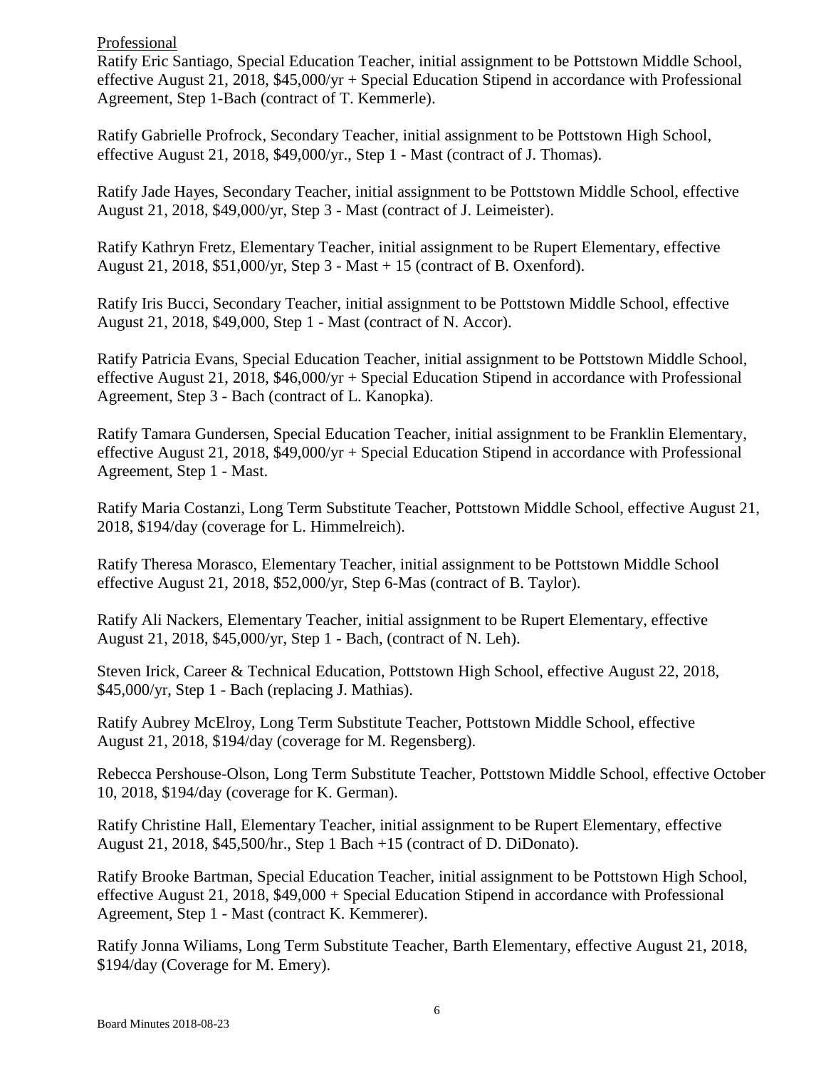Professional

Ratify Eric Santiago, Special Education Teacher, initial assignment to be Pottstown Middle School, effective August 21, 2018, $45,000/yr + Special Education Stipend in accordance with Professional Agreement, Step 1-Bach (contract of T. Kemmerle).

Ratify Gabrielle Profrock, Secondary Teacher, initial assignment to be Pottstown High School, effective August 21, 2018, $49,000/yr., Step 1 - Mast (contract of J. Thomas).

Ratify Jade Hayes, Secondary Teacher, initial assignment to be Pottstown Middle School, effective August 21, 2018, $49,000/yr, Step 3 - Mast (contract of J. Leimeister).

Ratify Kathryn Fretz, Elementary Teacher, initial assignment to be Rupert Elementary, effective August 21, 2018, $51,000/yr, Step 3 - Mast + 15 (contract of B. Oxenford).

Ratify Iris Bucci, Secondary Teacher, initial assignment to be Pottstown Middle School, effective August 21, 2018, $49,000, Step 1 - Mast (contract of N. Accor).

Ratify Patricia Evans, Special Education Teacher, initial assignment to be Pottstown Middle School, effective August 21, 2018, $46,000/yr + Special Education Stipend in accordance with Professional Agreement, Step 3 - Bach (contract of L. Kanopka).

Ratify Tamara Gundersen, Special Education Teacher, initial assignment to be Franklin Elementary, effective August 21, 2018, $49,000/yr + Special Education Stipend in accordance with Professional Agreement, Step 1 - Mast.

Ratify Maria Costanzi, Long Term Substitute Teacher, Pottstown Middle School, effective August 21, 2018, $194/day (coverage for L. Himmelreich).

Ratify Theresa Morasco, Elementary Teacher, initial assignment to be Pottstown Middle School effective August 21, 2018, $52,000/yr, Step 6-Mas (contract of B. Taylor).

Ratify Ali Nackers, Elementary Teacher, initial assignment to be Rupert Elementary, effective August 21, 2018, $45,000/yr, Step 1 - Bach, (contract of N. Leh).

Steven Irick, Career & Technical Education, Pottstown High School, effective August 22, 2018, $45,000/yr, Step 1 - Bach (replacing J. Mathias).

Ratify Aubrey McElroy, Long Term Substitute Teacher, Pottstown Middle School, effective August 21, 2018, $194/day (coverage for M. Regensberg).

Rebecca Pershouse-Olson, Long Term Substitute Teacher, Pottstown Middle School, effective October 10, 2018, $194/day (coverage for K. German).

Ratify Christine Hall, Elementary Teacher, initial assignment to be Rupert Elementary, effective August 21, 2018, $45,500/hr., Step 1 Bach +15 (contract of D. DiDonato).

Ratify Brooke Bartman, Special Education Teacher, initial assignment to be Pottstown High School, effective August 21, 2018, $49,000 + Special Education Stipend in accordance with Professional Agreement, Step 1 - Mast (contract K. Kemmerer).

Ratify Jonna Wiliams, Long Term Substitute Teacher, Barth Elementary, effective August 21, 2018, $194/day (Coverage for M. Emery).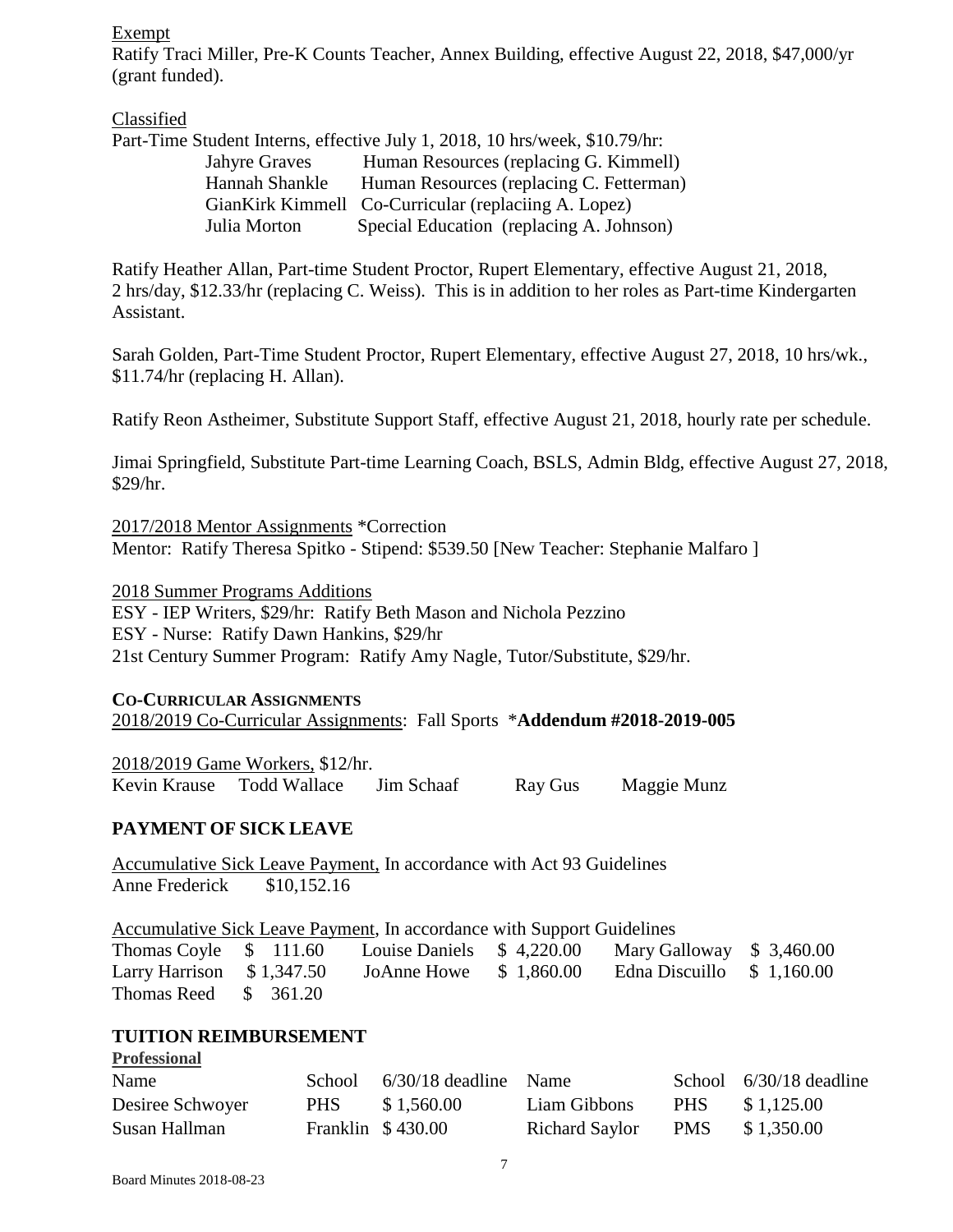Exempt

Ratify Traci Miller, Pre-K Counts Teacher, Annex Building, effective August 22, 2018, $47,000/yr (grant funded).

Classified

Part-Time Student Interns, effective July 1, 2018, 10 hrs/week, $10.79/hr:

| | |
|---|---|
| Jahyre Graves | Human Resources (replacing G. Kimmell) |
| Hannah Shankle | Human Resources (replacing C. Fetterman) |
| GianKirk Kimmell | Co-Curricular (replaciing A. Lopez) |
| Julia Morton | Special Education (replacing A. Johnson) |

Ratify Heather Allan, Part-time Student Proctor, Rupert Elementary, effective August 21, 2018, 2 hrs/day, $12.33/hr (replacing C. Weiss). This is in addition to her roles as Part-time Kindergarten Assistant.

Sarah Golden, Part-Time Student Proctor, Rupert Elementary, effective August 27, 2018, 10 hrs/wk., $11.74/hr (replacing H. Allan).

Ratify Reon Astheimer, Substitute Support Staff, effective August 21, 2018, hourly rate per schedule.

Jimai Springfield, Substitute Part-time Learning Coach, BSLS, Admin Bldg, effective August 27, 2018, $29/hr.

2017/2018 Mentor Assignments *Correction

Mentor: Ratify Theresa Spitko - Stipend: $539.50 [New Teacher: Stephanie Malfaro ]

2018 Summer Programs Additions

ESY - IEP Writers, $29/hr: Ratify Beth Mason and Nichola Pezzino

ESY - Nurse: Ratify Dawn Hankins, $29/hr

21st Century Summer Program: Ratify Amy Nagle, Tutor/Substitute, $29/hr.

**CO-CURRICULAR ASSIGNMENTS**

2018/2019 Co-Curricular Assignments: Fall Sports *__Addendum #2018-2019-005__

2018/2019 Game Workers, $12/hr.

Kevin Krause Todd Wallace Jim Schaaf Ray Gus Maggie Munz

## PAYMENT OF SICK LEAVE

Accumulative Sick Leave Payment, In accordance with Act 93 Guidelines

Anne Frederick $10,152.16

Accumulative Sick Leave Payment, In accordance with Support Guidelines

| | | | | | |
|---|---|---|---|---|---|
| Thomas Coyle | $ 111.60 | Louise Daniels | $ 4,220.00 | Mary Galloway | $ 3,460.00 |
| Larry Harrison | $ 1,347.50 | JoAnne Howe | $ 1,860.00 | Edna Discuillo | $ 1,160.00 |
| Thomas Reed | $ 361.20 | | | | |

## TUITION REIMBURSEMENT

**Professional**

| Name | School | 6/30/18 deadline | Name | School | 6/30/18 deadline |
|---|---|---|---|---|---|
| Desiree Schwoyer | PHS | $ 1,560.00 | Liam Gibbons | PHS | $ 1,125.00 |
| Susan Hallman | Franklin | $ 430.00 | Richard Saylor | PMS | $ 1,350.00 |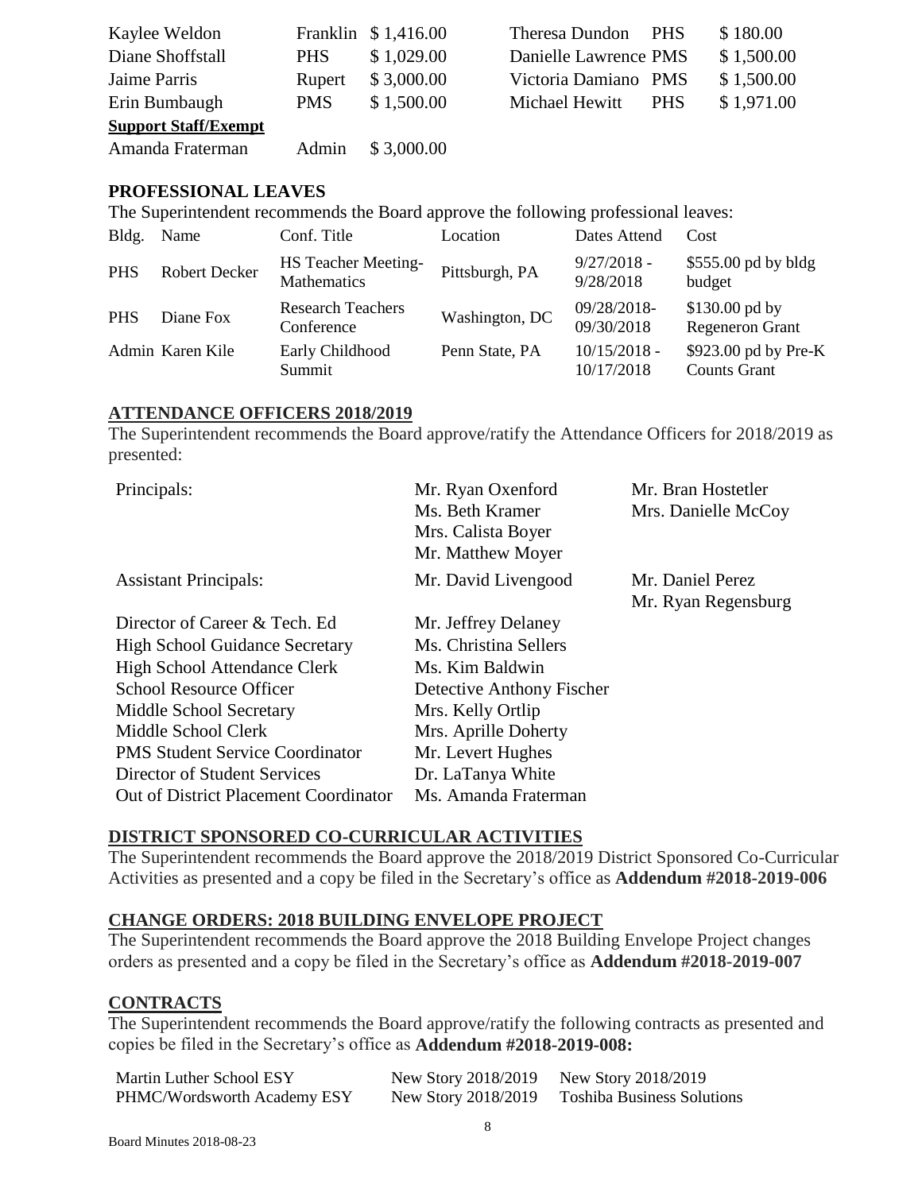| | | | | | |
|---|---|---|---|---|---|
| Kaylee Weldon | Franklin | $ 1,416.00 | Theresa Dundon | PHS | $ 180.00 |
| Diane Shoffstall | PHS | $ 1,029.00 | Danielle Lawrence | PMS | $ 1,500.00 |
| Jaime Parris | Rupert | $ 3,000.00 | Victoria Damiano | PMS | $ 1,500.00 |
| Erin Bumbaugh | PMS | $ 1,500.00 | Michael Hewitt | PHS | $ 1,971.00 |
| **Support Staff/Exempt** | | | | | |
| Amanda Fraterman | Admin | $ 3,000.00 | | | |

## PROFESSIONAL LEAVES

The Superintendent recommends the Board approve the following professional leaves:

| Bldg. | Name | Conf. Title | Location | Dates Attend | Cost |
|---|---|---|---|---|---|
| PHS | Robert Decker | HS Teacher Meeting-Mathematics | Pittsburgh, PA | 9/27/2018 - 9/28/2018 | $555.00 pd by bldg budget |
| PHS | Diane Fox | Research Teachers Conference | Washington, DC | 09/28/2018-09/30/2018 | $130.00 pd by Regeneron Grant |
| Admin | Karen Kile | Early Childhood Summit | Penn State, PA | 10/15/2018 - 10/17/2018 | $923.00 pd by Pre-K Counts Grant |

## ATTENDANCE OFFICERS 2018/2019

The Superintendent recommends the Board approve/ratify the Attendance Officers for 2018/2019 as presented:

| | | |
|---|---|---|
| Principals: | Mr. Ryan Oxenford<br>Ms. Beth Kramer<br>Mrs. Calista Boyer<br>Mr. Matthew Moyer | Mr. Bran Hostetler<br>Mrs. Danielle McCoy |
| Assistant Principals: | Mr. David Livengood | Mr. Daniel Perez<br>Mr. Ryan Regensburg |
| Director of Career & Tech. Ed | Mr. Jeffrey Delaney | |
| High School Guidance Secretary | Ms. Christina Sellers | |
| High School Attendance Clerk | Ms. Kim Baldwin | |
| School Resource Officer | Detective Anthony Fischer | |
| Middle School Secretary | Mrs. Kelly Ortlip | |
| Middle School Clerk | Mrs. Aprille Doherty | |
| PMS Student Service Coordinator | Mr. Levert Hughes | |
| Director of Student Services | Dr. LaTanya White | |
| Out of District Placement Coordinator | Ms. Amanda Fraterman | |

## DISTRICT SPONSORED CO-CURRICULAR ACTIVITIES

The Superintendent recommends the Board approve the 2018/2019 District Sponsored Co-Curricular Activities as presented and a copy be filed in the Secretary's office as **Addendum #2018-2019-006**

## CHANGE ORDERS: 2018 BUILDING ENVELOPE PROJECT

The Superintendent recommends the Board approve the 2018 Building Envelope Project changes orders as presented and a copy be filed in the Secretary's office as **Addendum #2018-2019-007**

## CONTRACTS

The Superintendent recommends the Board approve/ratify the following contracts as presented and copies be filed in the Secretary's office as **Addendum #2018-2019-008:**

| | | |
|---|---|---|
| Martin Luther School ESY | New Story 2018/2019 | New Story 2018/2019 |
| PHMC/Wordsworth Academy ESY | New Story 2018/2019 | Toshiba Business Solutions |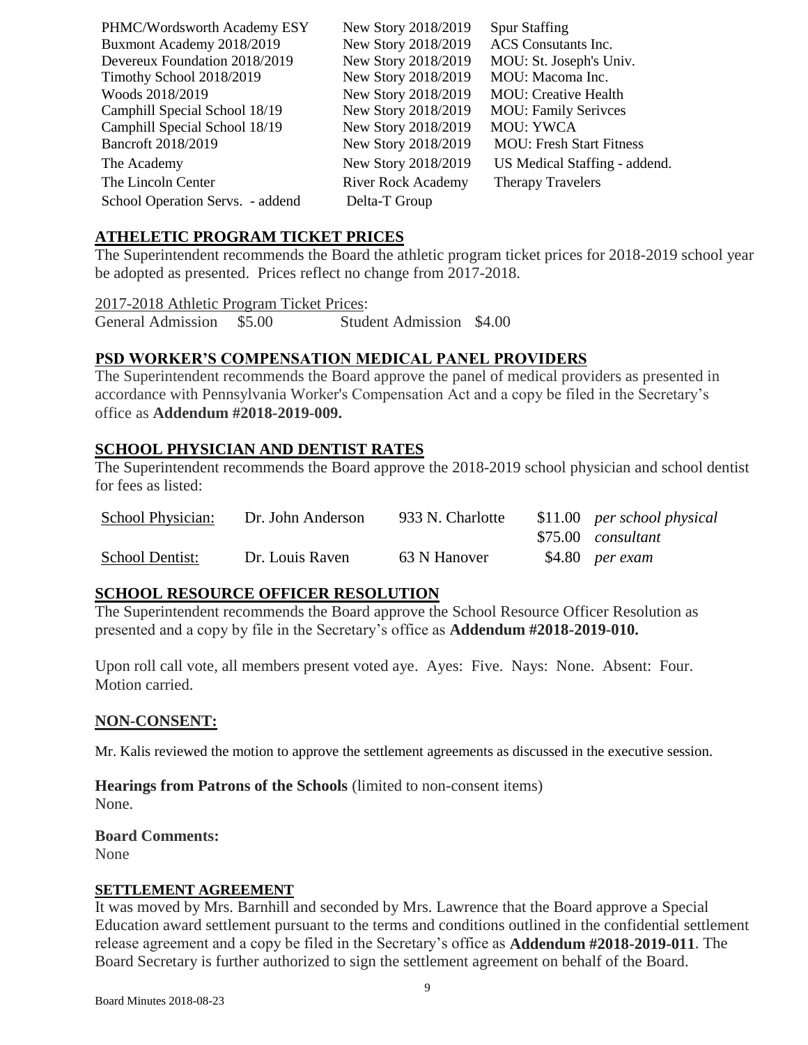| | | |
|---|---|---|
| PHMC/Wordsworth Academy ESY | New Story 2018/2019 | Spur Staffing |
| Buxmont Academy 2018/2019 | New Story 2018/2019 | ACS Consutants Inc. |
| Devereux Foundation 2018/2019 | New Story 2018/2019 | MOU: St. Joseph's Univ. |
| Timothy School 2018/2019 | New Story 2018/2019 | MOU: Macoma Inc. |
| Woods 2018/2019 | New Story 2018/2019 | MOU: Creative Health |
| Camphill Special School 18/19 | New Story 2018/2019 | MOU: Family Serivces |
| Camphill Special School 18/19 | New Story 2018/2019 | MOU: YWCA |
| Bancroft 2018/2019 | New Story 2018/2019 | MOU: Fresh Start Fitness |
| The Academy | New Story 2018/2019 | US Medical Staffing - addend. |
| The Lincoln Center | River Rock Academy | Therapy Travelers |
| School Operation Servs. - addend | Delta-T Group | |

## ATHELETIC PROGRAM TICKET PRICES

The Superintendent recommends the Board the athletic program ticket prices for 2018-2019 school year be adopted as presented. Prices reflect no change from 2017-2018.

2017-2018 Athletic Program Ticket Prices:
General Admission $5.00 Student Admission $4.00

## PSD WORKER'S COMPENSATION MEDICAL PANEL PROVIDERS

The Superintendent recommends the Board approve the panel of medical providers as presented in accordance with Pennsylvania Worker's Compensation Act and a copy be filed in the Secretary's office as **Addendum #2018-2019-009.**

## SCHOOL PHYSICIAN AND DENTIST RATES

The Superintendent recommends the Board approve the 2018-2019 school physician and school dentist for fees as listed:

| | | | |
|---|---|---|---|
| School Physician: | Dr. John Anderson | 933 N. Charlotte | $11.00 *per school physical* |
| | | | $75.00 *consultant* |
| School Dentist: | Dr. Louis Raven | 63 N Hanover | $4.80 *per exam* |

## SCHOOL RESOURCE OFFICER RESOLUTION

The Superintendent recommends the Board approve the School Resource Officer Resolution as presented and a copy by file in the Secretary's office as **Addendum #2018-2019-010.**

Upon roll call vote, all members present voted aye. Ayes: Five. Nays: None. Absent: Four. Motion carried.

## NON-CONSENT:

Mr. Kalis reviewed the motion to approve the settlement agreements as discussed in the executive session.

**Hearings from Patrons of the Schools** (limited to non-consent items)
None.

**Board Comments:**
None

## SETTLEMENT AGREEMENT

It was moved by Mrs. Barnhill and seconded by Mrs. Lawrence that the Board approve a Special Education award settlement pursuant to the terms and conditions outlined in the confidential settlement release agreement and a copy be filed in the Secretary's office as **Addendum #2018-2019-011**. The Board Secretary is further authorized to sign the settlement agreement on behalf of the Board.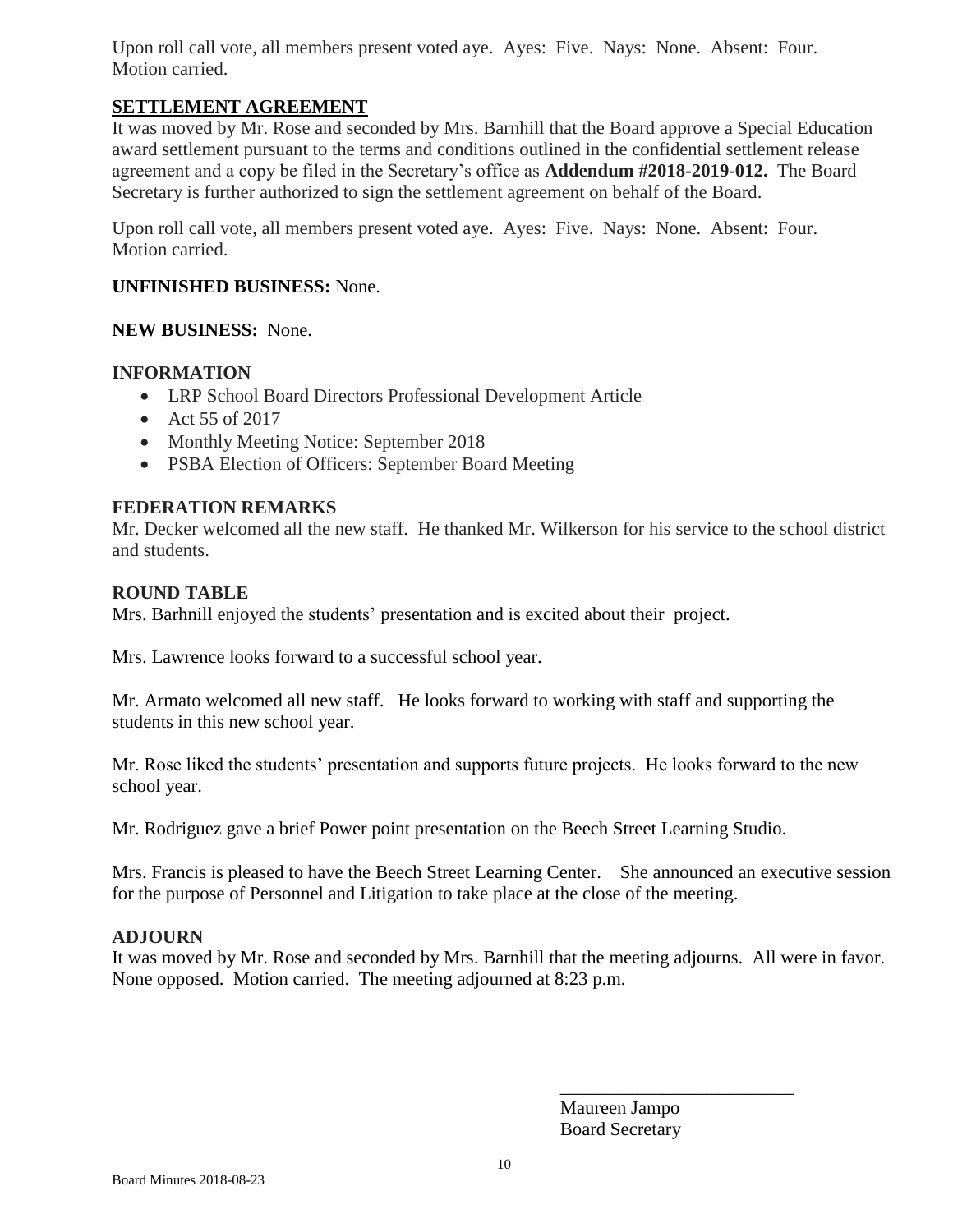Upon roll call vote, all members present voted aye. Ayes: Five. Nays: None. Absent: Four. Motion carried.

## SETTLEMENT AGREEMENT

It was moved by Mr. Rose and seconded by Mrs. Barnhill that the Board approve a Special Education award settlement pursuant to the terms and conditions outlined in the confidential settlement release agreement and a copy be filed in the Secretary's office as **Addendum #2018-2019-012.** The Board Secretary is further authorized to sign the settlement agreement on behalf of the Board.

Upon roll call vote, all members present voted aye. Ayes: Five. Nays: None. Absent: Four. Motion carried.

**UNFINISHED BUSINESS:** None.

**NEW BUSINESS:** None.

## INFORMATION

- LRP School Board Directors Professional Development Article
- Act 55 of 2017
- Monthly Meeting Notice: September 2018
- PSBA Election of Officers: September Board Meeting

## FEDERATION REMARKS

Mr. Decker welcomed all the new staff. He thanked Mr. Wilkerson for his service to the school district and students.

## ROUND TABLE

Mrs. Barhnill enjoyed the students' presentation and is excited about their project.

Mrs. Lawrence looks forward to a successful school year.

Mr. Armato welcomed all new staff. He looks forward to working with staff and supporting the students in this new school year.

Mr. Rose liked the students' presentation and supports future projects. He looks forward to the new school year.

Mr. Rodriguez gave a brief Power point presentation on the Beech Street Learning Studio.

Mrs. Francis is pleased to have the Beech Street Learning Center. She announced an executive session for the purpose of Personnel and Litigation to take place at the close of the meeting.

## ADJOURN

It was moved by Mr. Rose and seconded by Mrs. Barnhill that the meeting adjourns. All were in favor. None opposed. Motion carried. The meeting adjourned at 8:23 p.m.

\_\_\_\_\_\_\_\_\_\_\_\_\_\_\_\_\_\_\_\_\_\_\_\_\_\_

Maureen Jampo
Board Secretary